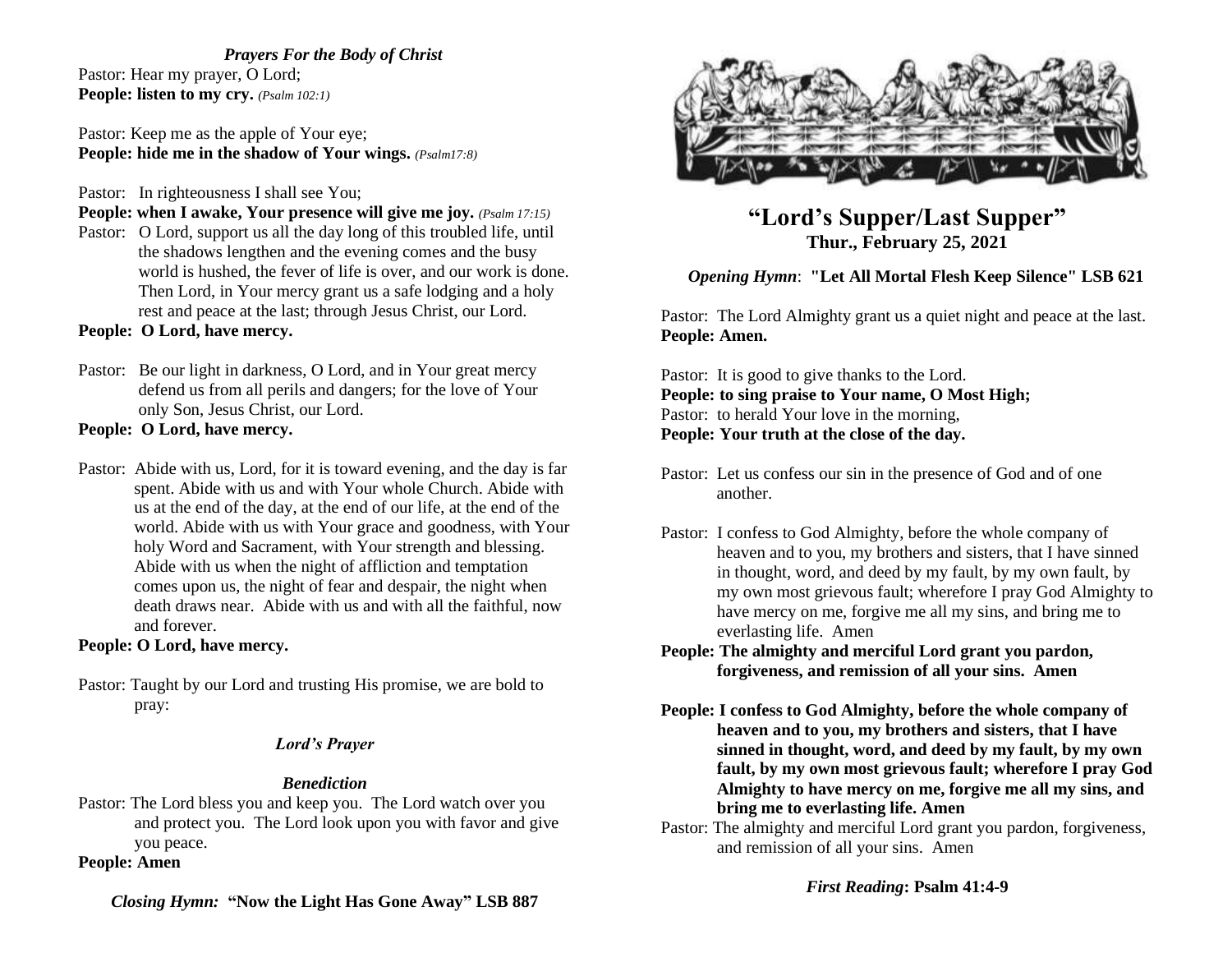### *Prayers For the Body of Christ*

Pastor: Hear my prayer, O Lord;
**People: listen to my cry.** *(Psalm 102:1)*

Pastor: Keep me as the apple of Your eye;
**People: hide me in the shadow of Your wings.** *(Psalm17:8)*

Pastor: In righteousness I shall see You;
**People: when I awake, Your presence will give me joy.** *(Psalm 17:15)*

Pastor: O Lord, support us all the day long of this troubled life, until the shadows lengthen and the evening comes and the busy world is hushed, the fever of life is over, and our work is done. Then Lord, in Your mercy grant us a safe lodging and a holy rest and peace at the last; through Jesus Christ, our Lord.
**People: O Lord, have mercy.**

Pastor: Be our light in darkness, O Lord, and in Your great mercy defend us from all perils and dangers; for the love of Your only Son, Jesus Christ, our Lord.
**People: O Lord, have mercy.**

Pastor: Abide with us, Lord, for it is toward evening, and the day is far spent. Abide with us and with Your whole Church. Abide with us at the end of the day, at the end of our life, at the end of the world. Abide with us with Your grace and goodness, with Your holy Word and Sacrament, with Your strength and blessing. Abide with us when the night of affliction and temptation comes upon us, the night of fear and despair, the night when death draws near. Abide with us and with all the faithful, now and forever.
**People: O Lord, have mercy.**

Pastor: Taught by our Lord and trusting His promise, we are bold to pray:

### *Lord's Prayer*

### *Benediction*

Pastor: The Lord bless you and keep you. The Lord watch over you and protect you. The Lord look upon you with favor and give you peace.
**People: Amen**

*Closing Hymn:* **"Now the Light Has Gone Away" LSB 887**

# "Lord's Supper/Last Supper"

## Thur., February 25, 2021

*Opening Hymn*: **"Let All Mortal Flesh Keep Silence" LSB 621**

Pastor: The Lord Almighty grant us a quiet night and peace at the last.
**People: Amen.**

Pastor: It is good to give thanks to the Lord.
**People: to sing praise to Your name, O Most High;**
Pastor: to herald Your love in the morning,
**People: Your truth at the close of the day.**

Pastor: Let us confess our sin in the presence of God and of one another.

Pastor: I confess to God Almighty, before the whole company of heaven and to you, my brothers and sisters, that I have sinned in thought, word, and deed by my fault, by my own fault, by my own most grievous fault; wherefore I pray God Almighty to have mercy on me, forgive me all my sins, and bring me to everlasting life. Amen
**People: The almighty and merciful Lord grant you pardon, forgiveness, and remission of all your sins. Amen**

**People: I confess to God Almighty, before the whole company of heaven and to you, my brothers and sisters, that I have sinned in thought, word, and deed by my fault, by my own fault, by my own most grievous fault; wherefore I pray God Almighty to have mercy on me, forgive me all my sins, and bring me to everlasting life. Amen**
Pastor: The almighty and merciful Lord grant you pardon, forgiveness, and remission of all your sins. Amen

*First Reading***: Psalm 41:4-9**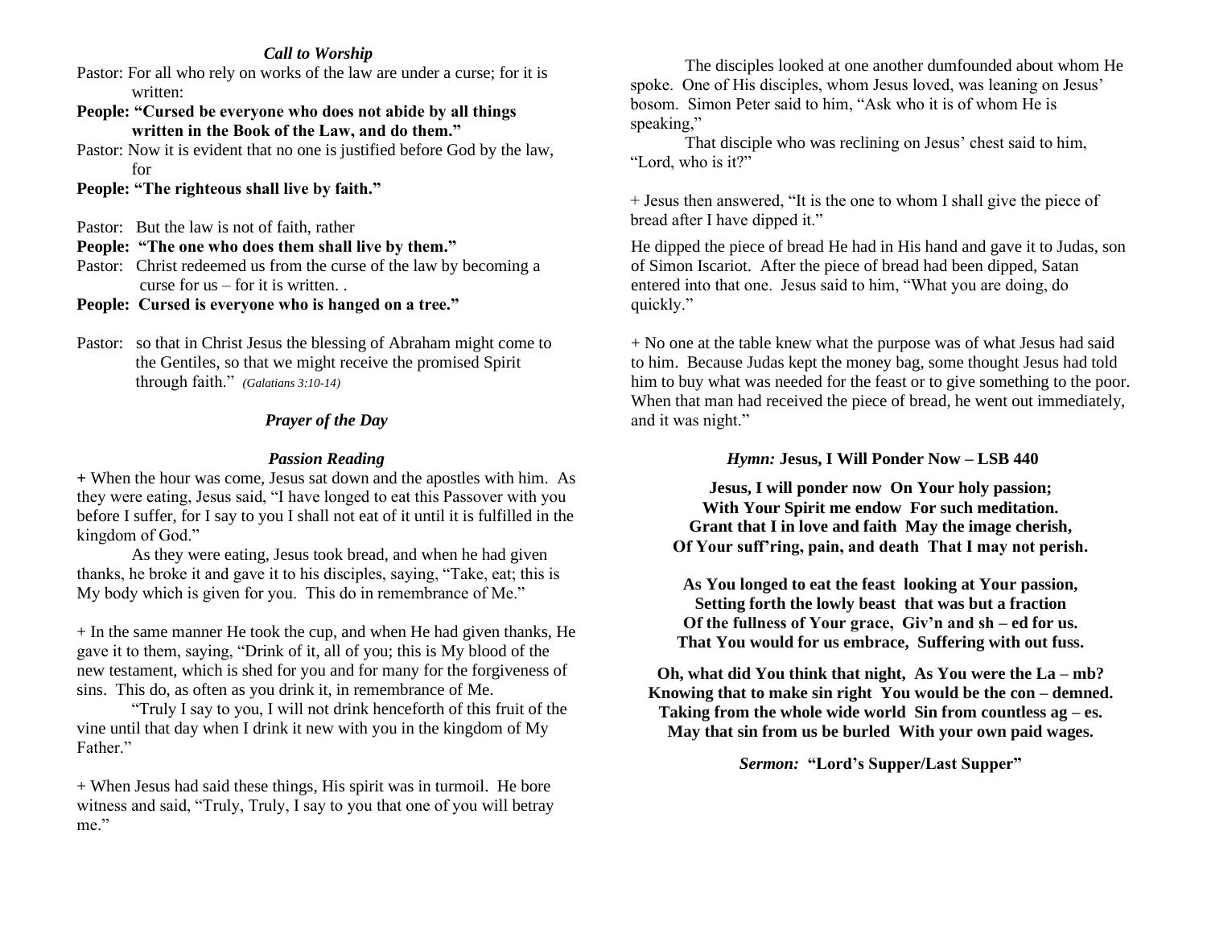### *Call to Worship*

Pastor: For all who rely on works of the law are under a curse; for it is written:

**People: "Cursed be everyone who does not abide by all things written in the Book of the Law, and do them."**

Pastor: Now it is evident that no one is justified before God by the law, for

**People: "The righteous shall live by faith."**

Pastor: But the law is not of faith, rather

**People: "The one who does them shall live by them."**

Pastor: Christ redeemed us from the curse of the law by becoming a curse for us – for it is written. .

**People: Cursed is everyone who is hanged on a tree."**

Pastor: so that in Christ Jesus the blessing of Abraham might come to the Gentiles, so that we might receive the promised Spirit through faith." *(Galatians 3:10-14)*

### *Prayer of the Day*

### *Passion Reading*

+ When the hour was come, Jesus sat down and the apostles with him. As they were eating, Jesus said, "I have longed to eat this Passover with you before I suffer, for I say to you I shall not eat of it until it is fulfilled in the kingdom of God."

As they were eating, Jesus took bread, and when he had given thanks, he broke it and gave it to his disciples, saying, "Take, eat; this is My body which is given for you. This do in remembrance of Me."

+ In the same manner He took the cup, and when He had given thanks, He gave it to them, saying, "Drink of it, all of you; this is My blood of the new testament, which is shed for you and for many for the forgiveness of sins. This do, as often as you drink it, in remembrance of Me.

"Truly I say to you, I will not drink henceforth of this fruit of the vine until that day when I drink it new with you in the kingdom of My Father."

+ When Jesus had said these things, His spirit was in turmoil. He bore witness and said, "Truly, Truly, I say to you that one of you will betray me."

The disciples looked at one another dumfounded about whom He spoke. One of His disciples, whom Jesus loved, was leaning on Jesus' bosom. Simon Peter said to him, "Ask who it is of whom He is speaking,"

That disciple who was reclining on Jesus' chest said to him, "Lord, who is it?"

+ Jesus then answered, "It is the one to whom I shall give the piece of bread after I have dipped it."

He dipped the piece of bread He had in His hand and gave it to Judas, son of Simon Iscariot. After the piece of bread had been dipped, Satan entered into that one. Jesus said to him, "What you are doing, do quickly."

+ No one at the table knew what the purpose was of what Jesus had said to him. Because Judas kept the money bag, some thought Jesus had told him to buy what was needed for the feast or to give something to the poor. When that man had received the piece of bread, he went out immediately, and it was night."

### *Hymn:* **Jesus, I Will Ponder Now – LSB 440**

**Jesus, I will ponder now On Your holy passion;**
**With Your Spirit me endow For such meditation.**
**Grant that I in love and faith May the image cherish,**
**Of Your suff'ring, pain, and death That I may not perish.**

**As You longed to eat the feast looking at Your passion,**
**Setting forth the lowly beast that was but a fraction**
**Of the fullness of Your grace, Giv'n and sh – ed for us.**
**That You would for us embrace, Suffering with out fuss.**

**Oh, what did You think that night, As You were the La – mb?**
**Knowing that to make sin right You would be the con – demned.**
**Taking from the whole wide world Sin from countless ag – es.**
**May that sin from us be burled With your own paid wages.**

### *Sermon:* **"Lord's Supper/Last Supper"**